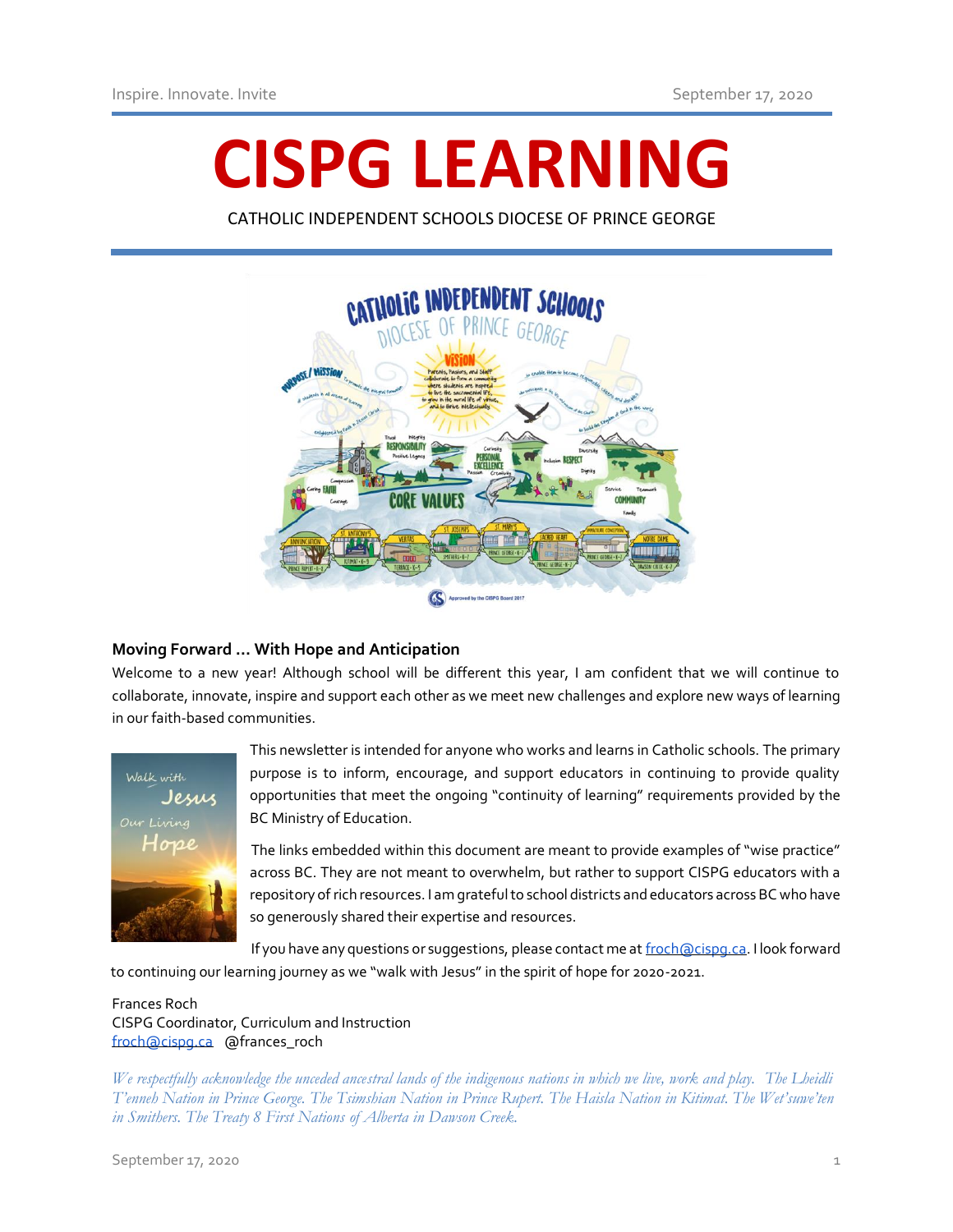Inspire. Innovate. Invite

# CISPG LEARNING

CATHOLIC INDEPENDENT SCHOOLS DIOCESE OF PRINCE GEORGE

## Moving Forward … With Hope and Anticipation

Welcome to a new year! Although school will be different this year, I am confident that we will continue to collaborate, innovate, inspire and support each other as we meet new challenges and explore new ways of learning in our faith-based communities.

This newsletter is intended for anyone who works and learns in Catholic schools. The primary purpose is to inform, encourage, and support educators in continuing to provide quality opportunities that meet the ongoing "continuity of learning" requirements provided by the BC Ministry of Education.

The links embedded within this document are meant to provide examples of "wise practice" across BC. They are not meant to overwhelm, but rather to support CISPG educators with a repository of rich resources. I am grateful to school districts and educators across BC who have so generously shared their expertise and resources.

If you have any questions or suggestions, please contact me at froch@cispg.ca. I look forward to continuing our learning journey as we "walk with Jesus" in the spirit of hope for 2020-2021.

Frances Roch
CISPG Coordinator, Curriculum and Instruction
froch@cispg.ca @frances_roch

*We respectfully acknowledge the unceded ancestral lands of the indigenous nations in which we live, work and play. The Lheidli T'enneh Nation in Prince George. The Tsimshian Nation in Prince Rupert. The Haisla Nation in Kitimat. The Wet'suwe'ten in Smithers. The Treaty 8 First Nations of Alberta in Dawson Creek.*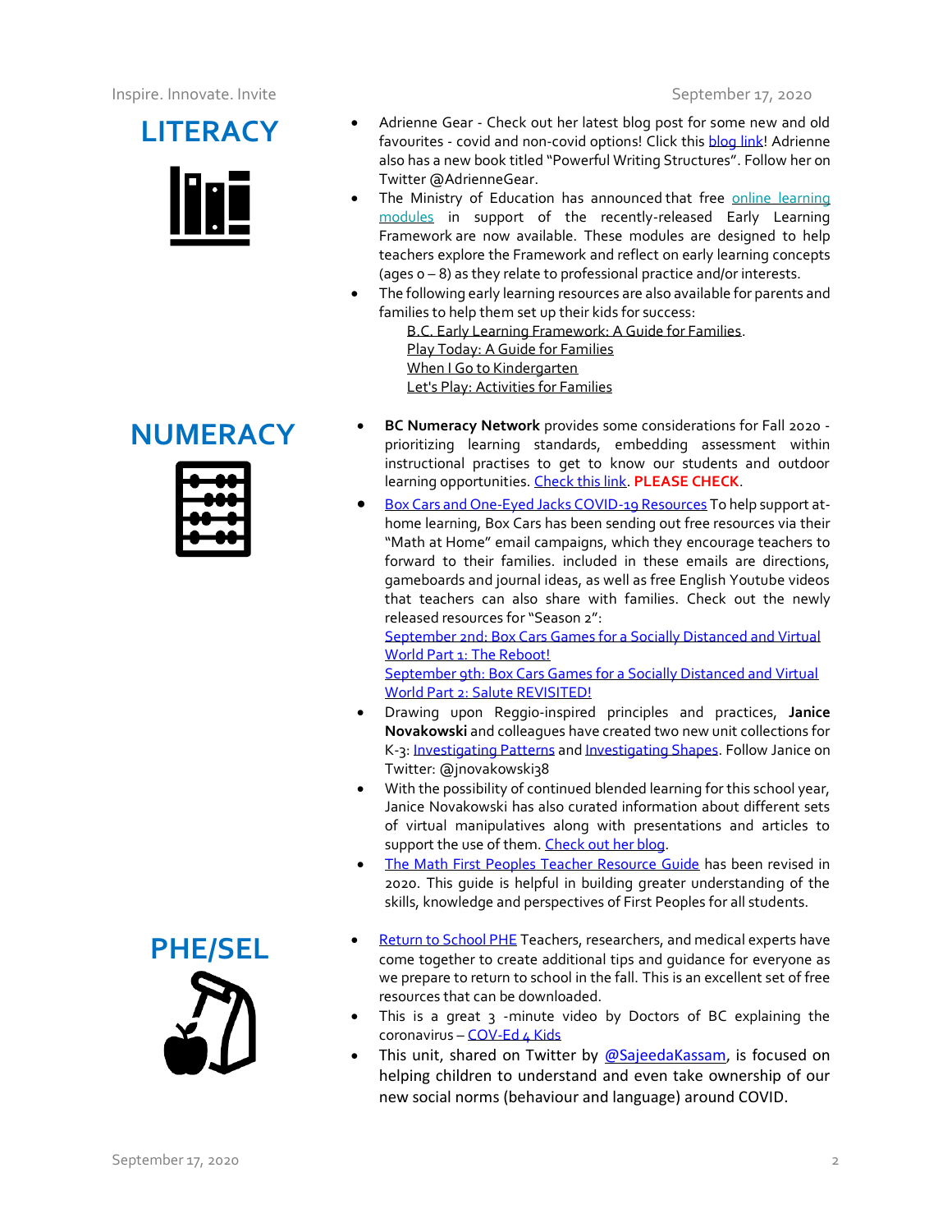## LITERACY

- Adrienne Gear - Check out her latest blog post for some new and old favourites - covid and non-covid options! Click this blog link! Adrienne also has a new book titled "Powerful Writing Structures". Follow her on Twitter @AdrienneGear.
- The Ministry of Education has announced that free online learning modules in support of the recently-released Early Learning Framework are now available. These modules are designed to help teachers explore the Framework and reflect on early learning concepts (ages 0 – 8) as they relate to professional practice and/or interests.
- The following early learning resources are also available for parents and families to help them set up their kids for success:
  - B.C. Early Learning Framework: A Guide for Families.
  - Play Today: A Guide for Families
  - When I Go to Kindergarten
  - Let's Play: Activities for Families

## NUMERACY

- **BC Numeracy Network** provides some considerations for Fall 2020 - prioritizing learning standards, embedding assessment within instructional practises to get to know our students and outdoor learning opportunities. Check this link. **PLEASE CHECK**.
- Box Cars and One-Eyed Jacks COVID-19 Resources To help support at-home learning, Box Cars has been sending out free resources via their "Math at Home" email campaigns, which they encourage teachers to forward to their families. included in these emails are directions, gameboards and journal ideas, as well as free English Youtube videos that teachers can also share with families. Check out the newly released resources for "Season 2":
  September 2nd: Box Cars Games for a Socially Distanced and Virtual World Part 1: The Reboot!
  September 9th: Box Cars Games for a Socially Distanced and Virtual World Part 2: Salute REVISITED!
- Drawing upon Reggio-inspired principles and practices, **Janice Novakowski** and colleagues have created two new unit collections for K-3: Investigating Patterns and Investigating Shapes. Follow Janice on Twitter: @jnovakowski38
- With the possibility of continued blended learning for this school year, Janice Novakowski has also curated information about different sets of virtual manipulatives along with presentations and articles to support the use of them. Check out her blog.
- The Math First Peoples Teacher Resource Guide has been revised in 2020. This guide is helpful in building greater understanding of the skills, knowledge and perspectives of First Peoples for all students.

## PHE/SEL

- Return to School PHE Teachers, researchers, and medical experts have come together to create additional tips and guidance for everyone as we prepare to return to school in the fall. This is an excellent set of free resources that can be downloaded.
- This is a great 3 -minute video by Doctors of BC explaining the coronavirus – COV-Ed 4 Kids
- This unit, shared on Twitter by @SajeedaKassam, is focused on helping children to understand and even take ownership of our new social norms (behaviour and language) around COVID.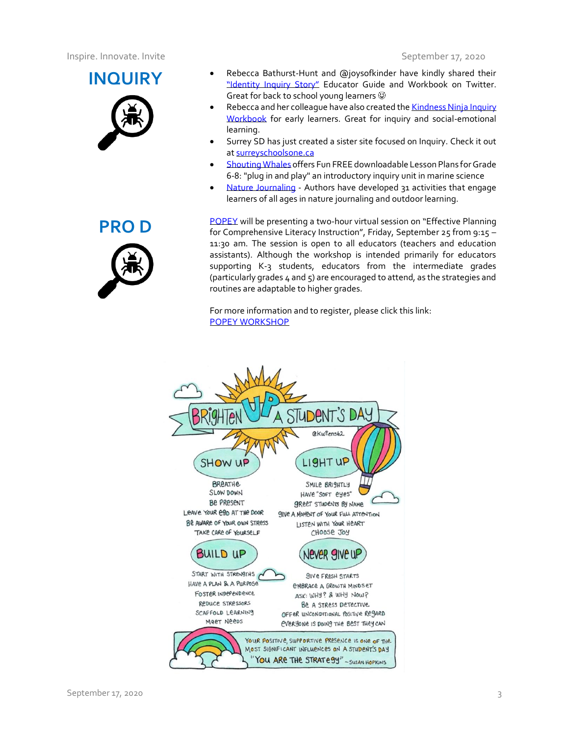## INQUIRY

- Rebecca Bathurst-Hunt and @joysofkinder have kindly shared their "Identity Inquiry Story" Educator Guide and Workbook on Twitter. Great for back to school young learners ☺
- Rebecca and her colleague have also created the Kindness Ninja Inquiry Workbook for early learners. Great for inquiry and social-emotional learning.
- Surrey SD has just created a sister site focused on Inquiry. Check it out at surreyschoolsone.ca
- Shouting Whales offers Fun FREE downloadable Lesson Plans for Grade 6-8: "plug in and play" an introductory inquiry unit in marine science
- Nature Journaling - Authors have developed 31 activities that engage learners of all ages in nature journaling and outdoor learning.

## PRO D

POPEY will be presenting a two-hour virtual session on "Effective Planning for Comprehensive Literacy Instruction", Friday, September 25 from 9:15 – 11:30 am. The session is open to all educators (teachers and education assistants). Although the workshop is intended primarily for educators supporting K-3 students, educators from the intermediate grades (particularly grades 4 and 5) are encouraged to attend, as the strategies and routines are adaptable to higher grades.

For more information and to register, please click this link: POPEY WORKSHOP

BRIGHTEN UP A STUDENT'S DAY

@KwTens62

SHOW UP

BREATHE
SLOW DOWN
BE PRESENT
LEAVE YOUR EGO AT THE DOOR
BE AWARE OF YOUR OWN STRESS
TAKE CARE OF YOURSELF

LIGHT UP

SMILE BRIGHTLY
HAVE "SOFT EYES"
GREET STUDENTS BY NAME
GIVE A MOMENT OF YOUR FULL ATTENTION
LISTEN WITH YOUR HEART
CHOOSE JOY

BUILD UP

START WITH STRENGTHS
HAVE A PLAN & A PURPOSE
FOSTER INDEPENDENCE
REDUCE STRESSORS
SCAFFOLD LEARNING
MEET NEEDS

NEVER GIVE UP

GIVE FRESH STARTS
EMBRACE A GROWTH MINDSET
ASK: WHY? & WHY NOW?
BE A STRESS DETECTIVE
OFFER UNCONDITIONAL POSITIVE REGARD
EVERYONE IS DOING THE BEST THEY CAN

YOUR POSITIVE, SUPPORTIVE PRESENCE IS ONE OF THE MOST SIGNIFICANT INFLUENCES ON A STUDENT'S DAY
"YOU ARE THE STRATEGY" ~SUSAN HOPKINS